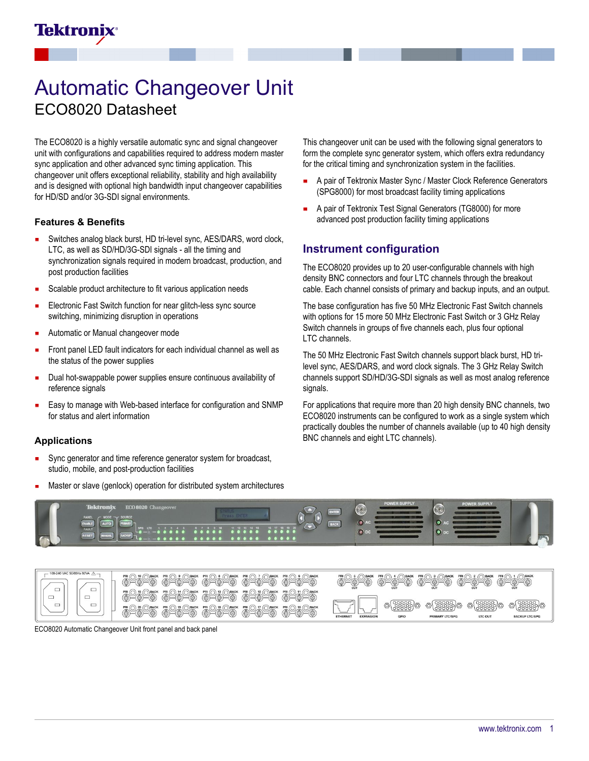# Automatic Changeover Unit

## ECO8020 Datasheet

The ECO8020 is a highly versatile automatic sync and signal changeover unit with configurations and capabilities required to address modern master sync application and other advanced sync timing application. This changeover unit offers exceptional reliability, stability and high availability and is designed with optional high bandwidth input changeover capabilities for HD/SD and/or 3G-SDI signal environments.

### Features & Benefits

- Switches analog black burst, HD tri-level sync, AES/DARS, word clock, LTC, as well as SD/HD/3G-SDI signals - all the timing and synchronization signals required in modern broadcast, production, and post production facilities
- Scalable product architecture to fit various application needs
- Electronic Fast Switch function for near glitch-less sync source switching, minimizing disruption in operations
- Automatic or Manual changeover mode
- Front panel LED fault indicators for each individual channel as well as the status of the power supplies
- Dual hot-swappable power supplies ensure continuous availability of reference signals
- Easy to manage with Web-based interface for configuration and SNMP for status and alert information

### Applications

- Sync generator and time reference generator system for broadcast, studio, mobile, and post-production facilities
- Master or slave (genlock) operation for distributed system architectures

This changeover unit can be used with the following signal generators to form the complete sync generator system, which offers extra redundancy for the critical timing and synchronization system in the facilities.

- A pair of Tektronix Master Sync / Master Clock Reference Generators (SPG8000) for most broadcast facility timing applications
- A pair of Tektronix Test Signal Generators (TG8000) for more advanced post production facility timing applications

## Instrument configuration

The ECO8020 provides up to 20 user-configurable channels with high density BNC connectors and four LTC channels through the breakout cable. Each channel consists of primary and backup inputs, and an output.

The base configuration has five 50 MHz Electronic Fast Switch channels with options for 15 more 50 MHz Electronic Fast Switch or 3 GHz Relay Switch channels in groups of five channels each, plus four optional LTC channels.

The 50 MHz Electronic Fast Switch channels support black burst, HD tri-level sync, AES/DARS, and word clock signals. The 3 GHz Relay Switch channels support SD/HD/3G-SDI signals as well as most analog reference signals.

For applications that require more than 20 high density BNC channels, two ECO8020 instruments can be configured to work as a single system which practically doubles the number of channels available (up to 40 high density BNC channels and eight LTC channels).

ECO8020 Automatic Changeover Unit front panel and back panel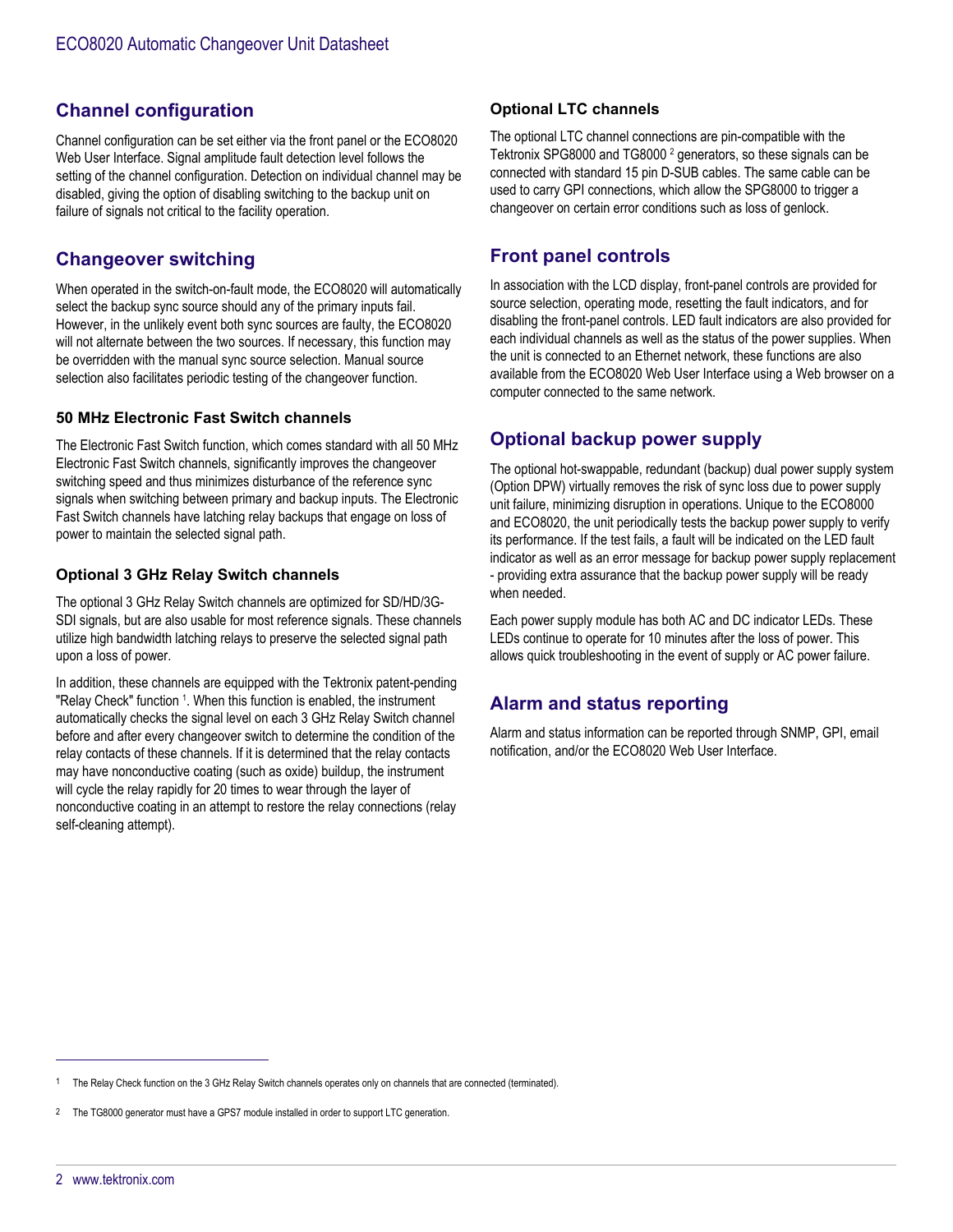## Channel configuration

Channel configuration can be set either via the front panel or the ECO8020 Web User Interface. Signal amplitude fault detection level follows the setting of the channel configuration. Detection on individual channel may be disabled, giving the option of disabling switching to the backup unit on failure of signals not critical to the facility operation.

## Changeover switching

When operated in the switch-on-fault mode, the ECO8020 will automatically select the backup sync source should any of the primary inputs fail. However, in the unlikely event both sync sources are faulty, the ECO8020 will not alternate between the two sources. If necessary, this function may be overridden with the manual sync source selection. Manual source selection also facilitates periodic testing of the changeover function.

### 50 MHz Electronic Fast Switch channels

The Electronic Fast Switch function, which comes standard with all 50 MHz Electronic Fast Switch channels, significantly improves the changeover switching speed and thus minimizes disturbance of the reference sync signals when switching between primary and backup inputs. The Electronic Fast Switch channels have latching relay backups that engage on loss of power to maintain the selected signal path.

### Optional 3 GHz Relay Switch channels

The optional 3 GHz Relay Switch channels are optimized for SD/HD/3G-SDI signals, but are also usable for most reference signals. These channels utilize high bandwidth latching relays to preserve the selected signal path upon a loss of power.

In addition, these channels are equipped with the Tektronix patent-pending "Relay Check" function [1]. When this function is enabled, the instrument automatically checks the signal level on each 3 GHz Relay Switch channel before and after every changeover switch to determine the condition of the relay contacts of these channels. If it is determined that the relay contacts may have nonconductive coating (such as oxide) buildup, the instrument will cycle the relay rapidly for 20 times to wear through the layer of nonconductive coating in an attempt to restore the relay connections (relay self-cleaning attempt).

### Optional LTC channels

The optional LTC channel connections are pin-compatible with the Tektronix SPG8000 and TG8000 [2] generators, so these signals can be connected with standard 15 pin D-SUB cables. The same cable can be used to carry GPI connections, which allow the SPG8000 to trigger a changeover on certain error conditions such as loss of genlock.

## Front panel controls

In association with the LCD display, front-panel controls are provided for source selection, operating mode, resetting the fault indicators, and for disabling the front-panel controls. LED fault indicators are also provided for each individual channels as well as the status of the power supplies. When the unit is connected to an Ethernet network, these functions are also available from the ECO8020 Web User Interface using a Web browser on a computer connected to the same network.

## Optional backup power supply

The optional hot-swappable, redundant (backup) dual power supply system (Option DPW) virtually removes the risk of sync loss due to power supply unit failure, minimizing disruption in operations. Unique to the ECO8000 and ECO8020, the unit periodically tests the backup power supply to verify its performance. If the test fails, a fault will be indicated on the LED fault indicator as well as an error message for backup power supply replacement - providing extra assurance that the backup power supply will be ready when needed.

Each power supply module has both AC and DC indicator LEDs. These LEDs continue to operate for 10 minutes after the loss of power. This allows quick troubleshooting in the event of supply or AC power failure.

## Alarm and status reporting

Alarm and status information can be reported through SNMP, GPI, email notification, and/or the ECO8020 Web User Interface.

---

[1] The Relay Check function on the 3 GHz Relay Switch channels operates only on channels that are connected (terminated).

[2] The TG8000 generator must have a GPS7 module installed in order to support LTC generation.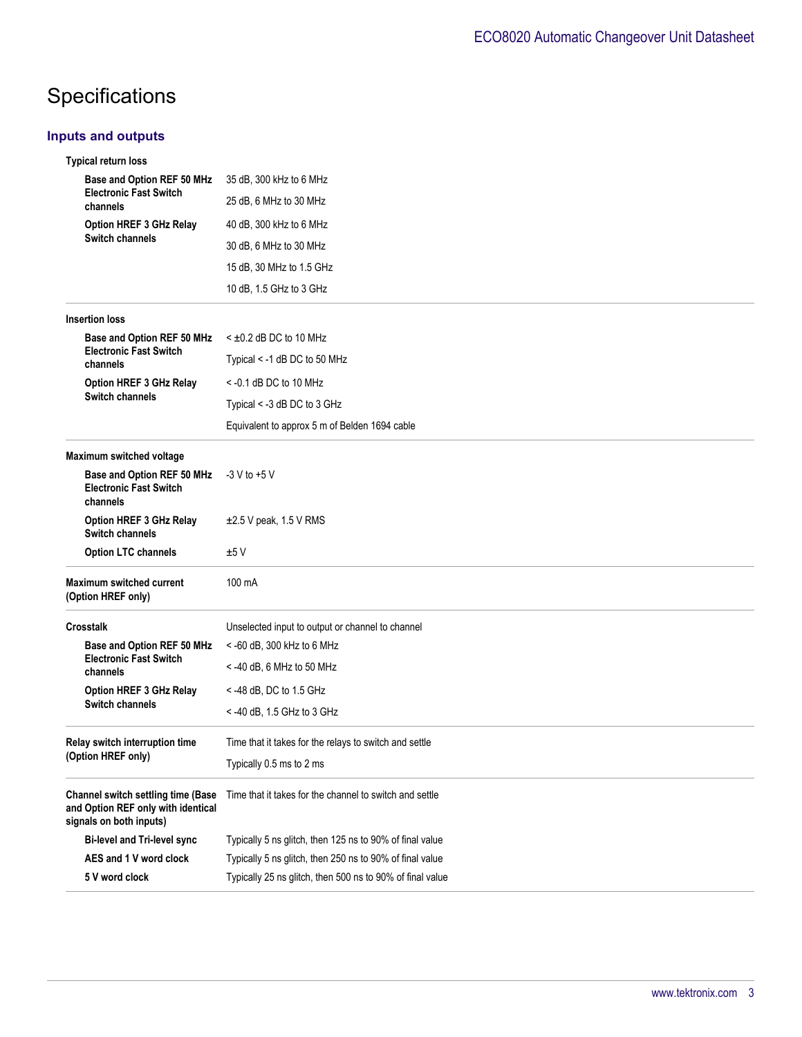# Specifications

## Inputs and outputs

| Specification | | Value |
|---|---|---|
| **Typical return loss** | | |
| | **Base and Option REF 50 MHz Electronic Fast Switch channels** | 35 dB, 300 kHz to 6 MHz |
| | | 25 dB, 6 MHz to 30 MHz |
| | **Option HREF 3 GHz Relay Switch channels** | 40 dB, 300 kHz to 6 MHz |
| | | 30 dB, 6 MHz to 30 MHz |
| | | 15 dB, 30 MHz to 1.5 GHz |
| | | 10 dB, 1.5 GHz to 3 GHz |
| **Insertion loss** | | |
| | **Base and Option REF 50 MHz Electronic Fast Switch channels** | < ±0.2 dB DC to 10 MHz |
| | | Typical < -1 dB DC to 50 MHz |
| | **Option HREF 3 GHz Relay Switch channels** | < -0.1 dB DC to 10 MHz |
| | | Typical < -3 dB DC to 3 GHz |
| | | Equivalent to approx 5 m of Belden 1694 cable |
| **Maximum switched voltage** | | |
| | **Base and Option REF 50 MHz Electronic Fast Switch channels** | -3 V to +5 V |
| | **Option HREF 3 GHz Relay Switch channels** | ±2.5 V peak, 1.5 V RMS |
| | **Option LTC channels** | ±5 V |
| **Maximum switched current (Option HREF only)** | | 100 mA |
| **Crosstalk** | | Unselected input to output or channel to channel |
| | **Base and Option REF 50 MHz Electronic Fast Switch channels** | < -60 dB, 300 kHz to 6 MHz |
| | | < -40 dB, 6 MHz to 50 MHz |
| | **Option HREF 3 GHz Relay Switch channels** | < -48 dB, DC to 1.5 GHz |
| | | < -40 dB, 1.5 GHz to 3 GHz |
| **Relay switch interruption time (Option HREF only)** | | Time that it takes for the relays to switch and settle |
| | | Typically 0.5 ms to 2 ms |
| **Channel switch settling time (Base and Option REF only with identical signals on both inputs)** | | Time that it takes for the channel to switch and settle |
| | **Bi-level and Tri-level sync** | Typically 5 ns glitch, then 125 ns to 90% of final value |
| | **AES and 1 V word clock** | Typically 5 ns glitch, then 250 ns to 90% of final value |
| | **5 V word clock** | Typically 25 ns glitch, then 500 ns to 90% of final value |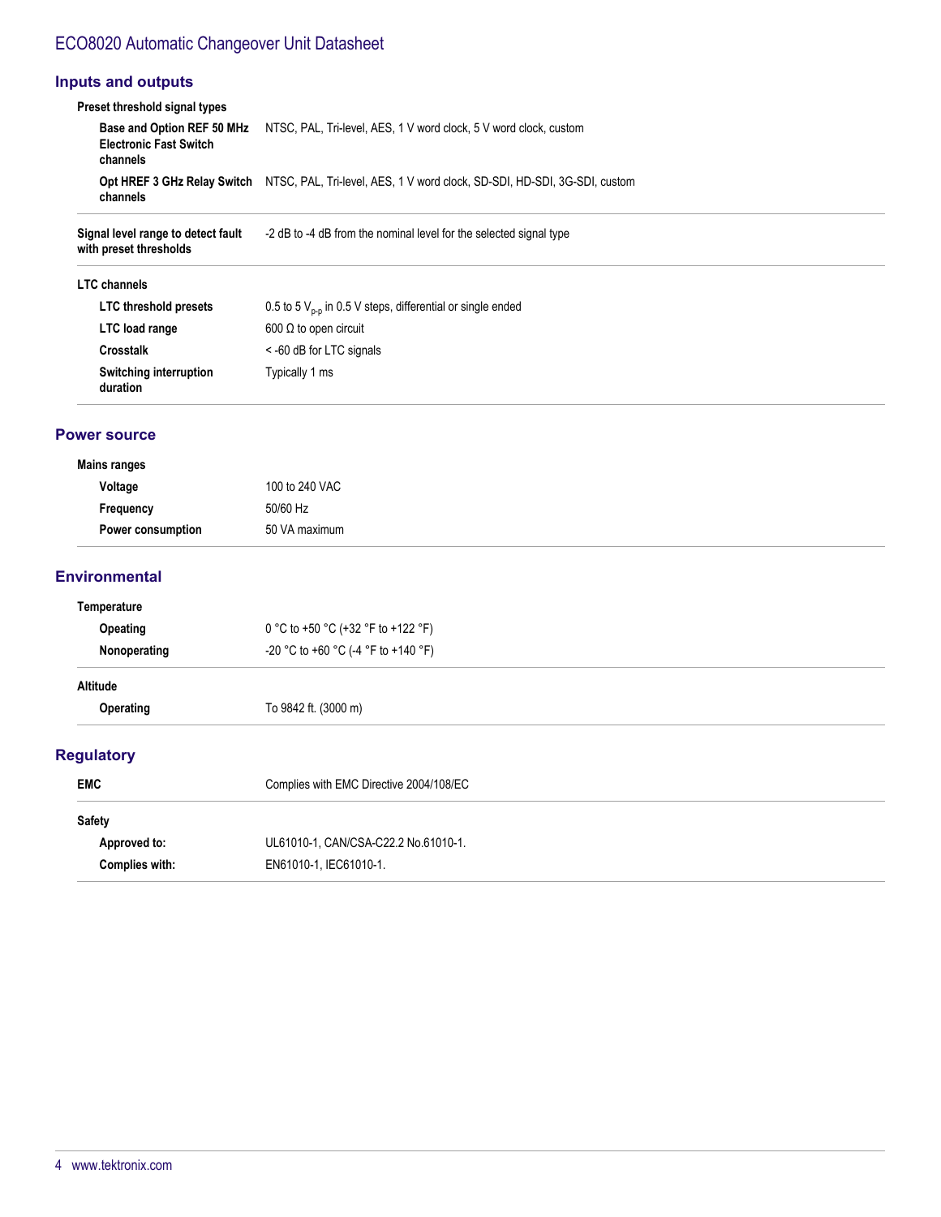## Inputs and outputs

**Preset threshold signal types**

| | |
|---|---|
| **Base and Option REF 50 MHz Electronic Fast Switch channels** | NTSC, PAL, Tri-level, AES, 1 V word clock, 5 V word clock, custom |
| **Opt HREF 3 GHz Relay Switch channels** | NTSC, PAL, Tri-level, AES, 1 V word clock, SD-SDI, HD-SDI, 3G-SDI, custom |

| | |
|---|---|
| **Signal level range to detect fault with preset thresholds** | -2 dB to -4 dB from the nominal level for the selected signal type |

**LTC channels**

| | |
|---|---|
| **LTC threshold presets** | 0.5 to 5 $V_{p-p}$ in 0.5 V steps, differential or single ended |
| **LTC load range** | 600 Ω to open circuit |
| **Crosstalk** | < -60 dB for LTC signals |
| **Switching interruption duration** | Typically 1 ms |

## Power source

**Mains ranges**

| | |
|---|---|
| **Voltage** | 100 to 240 VAC |
| **Frequency** | 50/60 Hz |
| **Power consumption** | 50 VA maximum |

## Environmental

**Temperature**

| | |
|---|---|
| **Opeating** | 0 °C to +50 °C (+32 °F to +122 °F) |
| **Nonoperating** | -20 °C to +60 °C (-4 °F to +140 °F) |

**Altitude**

| | |
|---|---|
| **Operating** | To 9842 ft. (3000 m) |

## Regulatory

| | |
|---|---|
| **EMC** | Complies with EMC Directive 2004/108/EC |

**Safety**

| | |
|---|---|
| **Approved to:** | UL61010-1, CAN/CSA-C22.2 No.61010-1. |
| **Complies with:** | EN61010-1, IEC61010-1. |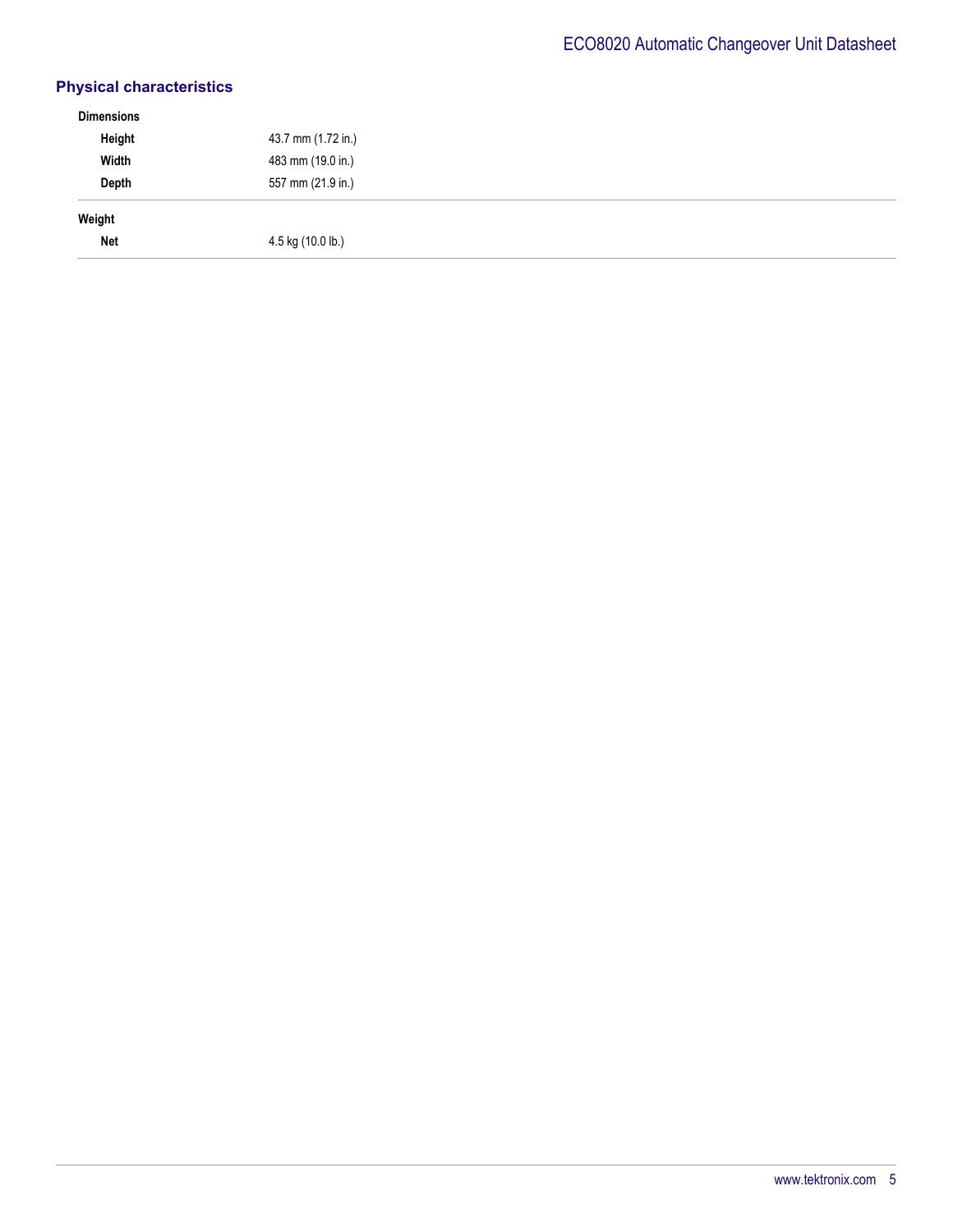## Physical characteristics

**Dimensions**

| | |
|---|---|
| **Height** | 43.7 mm (1.72 in.) |
| **Width** | 483 mm (19.0 in.) |
| **Depth** | 557 mm (21.9 in.) |

**Weight**

| | |
|---|---|
| **Net** | 4.5 kg (10.0 lb.) |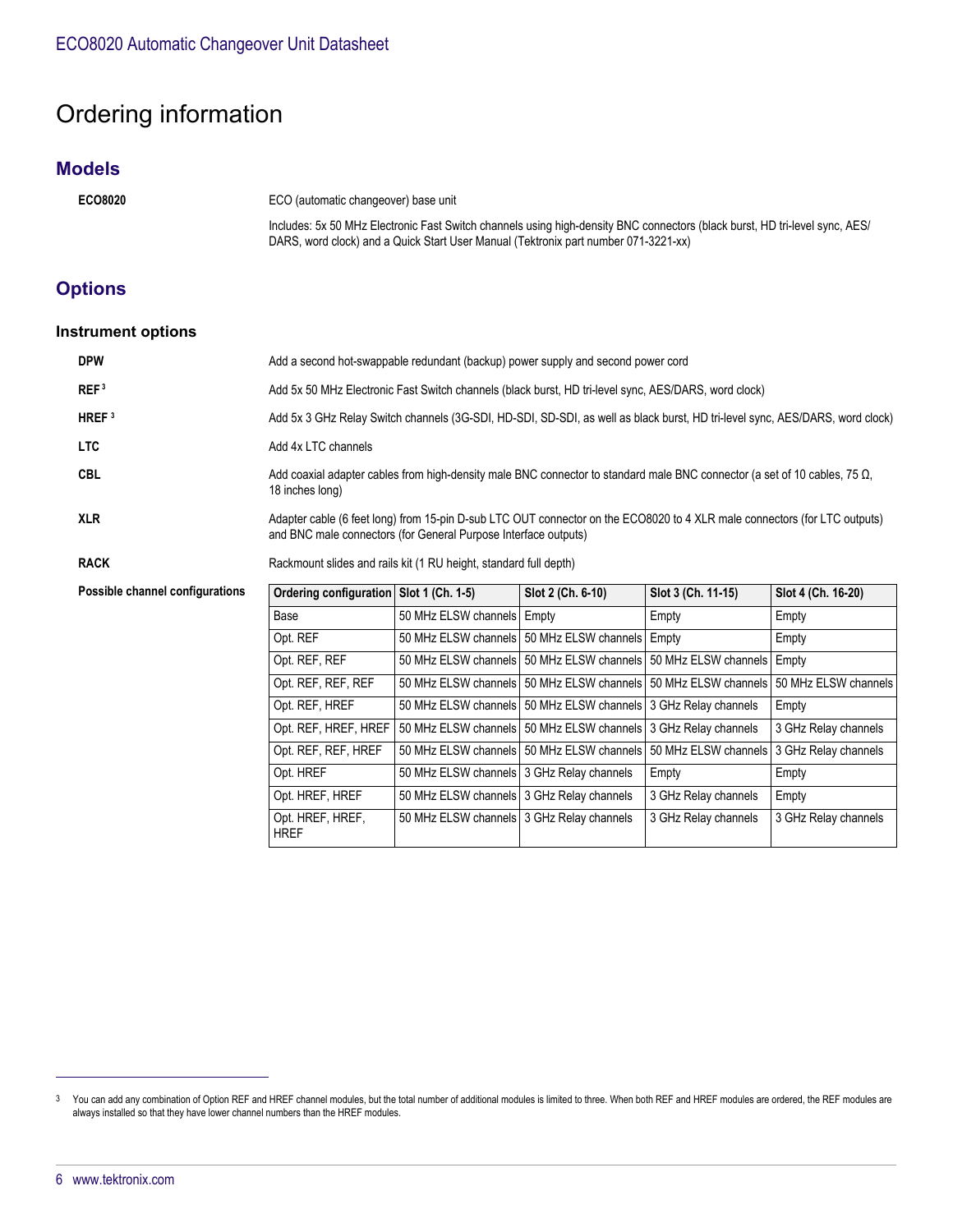# Ordering information

## Models

**ECO8020** ECO (automatic changeover) base unit

Includes: 5x 50 MHz Electronic Fast Switch channels using high-density BNC connectors (black burst, HD tri-level sync, AES/DARS, word clock) and a Quick Start User Manual (Tektronix part number 071-3221-xx)

## Options

### Instrument options

**DPW** Add a second hot-swappable redundant (backup) power supply and second power cord

**REF** [3] Add 5x 50 MHz Electronic Fast Switch channels (black burst, HD tri-level sync, AES/DARS, word clock)

**HREF** [3] Add 5x 3 GHz Relay Switch channels (3G-SDI, HD-SDI, SD-SDI, as well as black burst, HD tri-level sync, AES/DARS, word clock)

**LTC** Add 4x LTC channels

**CBL** Add coaxial adapter cables from high-density male BNC connector to standard male BNC connector (a set of 10 cables, 75 Ω, 18 inches long)

**XLR** Adapter cable (6 feet long) from 15-pin D-sub LTC OUT connector on the ECO8020 to 4 XLR male connectors (for LTC outputs) and BNC male connectors (for General Purpose Interface outputs)

**RACK** Rackmount slides and rails kit (1 RU height, standard full depth)

**Possible channel configurations**

| Ordering configuration | Slot 1 (Ch. 1-5) | Slot 2 (Ch. 6-10) | Slot 3 (Ch. 11-15) | Slot 4 (Ch. 16-20) |
|---|---|---|---|---|
| Base | 50 MHz ELSW channels | Empty | Empty | Empty |
| Opt. REF | 50 MHz ELSW channels | 50 MHz ELSW channels | Empty | Empty |
| Opt. REF, REF | 50 MHz ELSW channels | 50 MHz ELSW channels | 50 MHz ELSW channels | Empty |
| Opt. REF, REF, REF | 50 MHz ELSW channels | 50 MHz ELSW channels | 50 MHz ELSW channels | 50 MHz ELSW channels |
| Opt. REF, HREF | 50 MHz ELSW channels | 50 MHz ELSW channels | 3 GHz Relay channels | Empty |
| Opt. REF, HREF, HREF | 50 MHz ELSW channels | 50 MHz ELSW channels | 3 GHz Relay channels | 3 GHz Relay channels |
| Opt. REF, REF, HREF | 50 MHz ELSW channels | 50 MHz ELSW channels | 50 MHz ELSW channels | 3 GHz Relay channels |
| Opt. HREF | 50 MHz ELSW channels | 3 GHz Relay channels | Empty | Empty |
| Opt. HREF, HREF | 50 MHz ELSW channels | 3 GHz Relay channels | 3 GHz Relay channels | Empty |
| Opt. HREF, HREF, HREF | 50 MHz ELSW channels | 3 GHz Relay channels | 3 GHz Relay channels | 3 GHz Relay channels |

---

[3] You can add any combination of Option REF and HREF channel modules, but the total number of additional modules is limited to three. When both REF and HREF modules are ordered, the REF modules are always installed so that they have lower channel numbers than the HREF modules.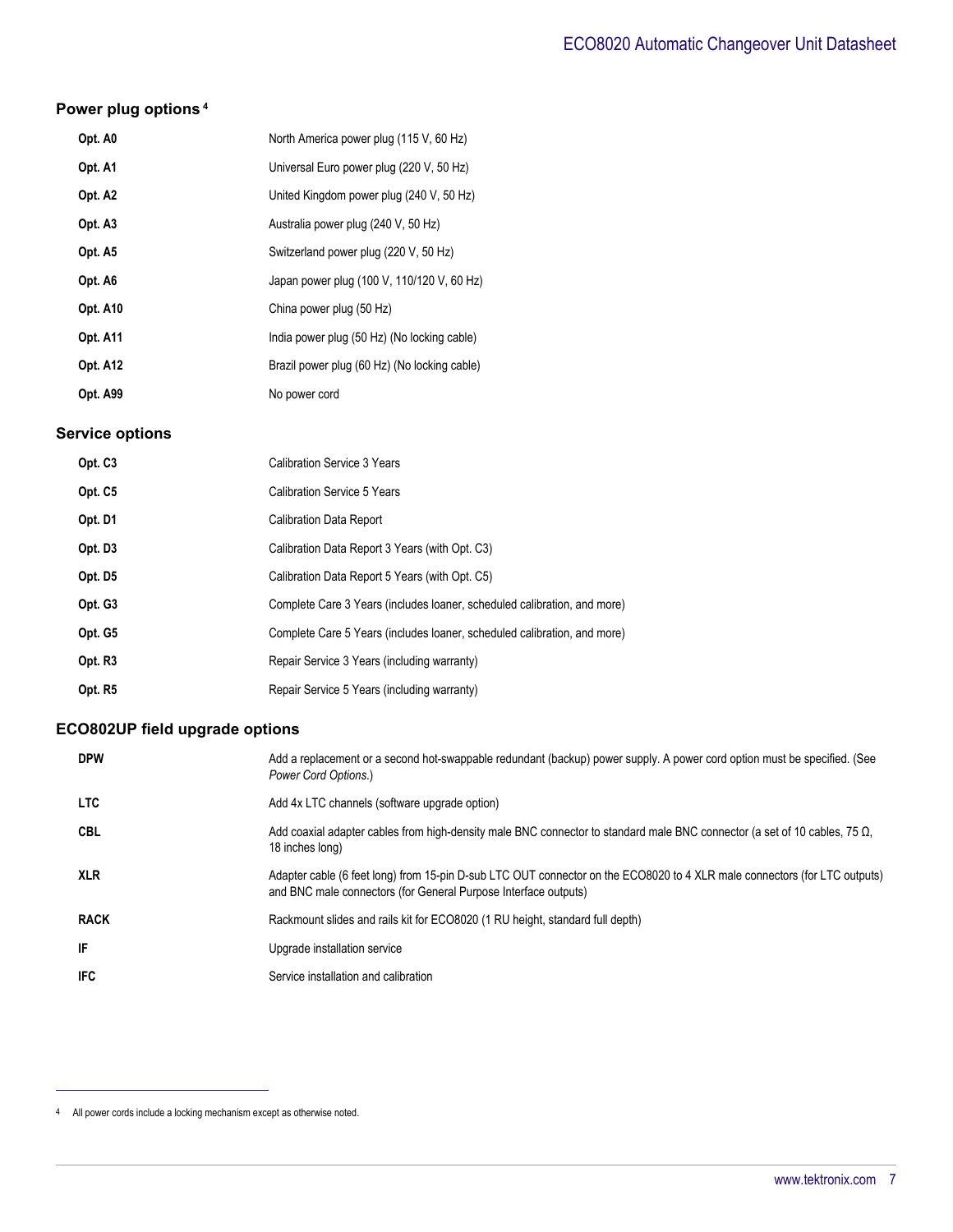## Power plug options [4]

| | |
|---|---|
| **Opt. A0** | North America power plug (115 V, 60 Hz) |
| **Opt. A1** | Universal Euro power plug (220 V, 50 Hz) |
| **Opt. A2** | United Kingdom power plug (240 V, 50 Hz) |
| **Opt. A3** | Australia power plug (240 V, 50 Hz) |
| **Opt. A5** | Switzerland power plug (220 V, 50 Hz) |
| **Opt. A6** | Japan power plug (100 V, 110/120 V, 60 Hz) |
| **Opt. A10** | China power plug (50 Hz) |
| **Opt. A11** | India power plug (50 Hz) (No locking cable) |
| **Opt. A12** | Brazil power plug (60 Hz) (No locking cable) |
| **Opt. A99** | No power cord |

## Service options

| | |
|---|---|
| **Opt. C3** | Calibration Service 3 Years |
| **Opt. C5** | Calibration Service 5 Years |
| **Opt. D1** | Calibration Data Report |
| **Opt. D3** | Calibration Data Report 3 Years (with Opt. C3) |
| **Opt. D5** | Calibration Data Report 5 Years (with Opt. C5) |
| **Opt. G3** | Complete Care 3 Years (includes loaner, scheduled calibration, and more) |
| **Opt. G5** | Complete Care 5 Years (includes loaner, scheduled calibration, and more) |
| **Opt. R3** | Repair Service 3 Years (including warranty) |
| **Opt. R5** | Repair Service 5 Years (including warranty) |

## ECO802UP field upgrade options

| | |
|---|---|
| **DPW** | Add a replacement or a second hot-swappable redundant (backup) power supply. A power cord option must be specified. (See *Power Cord Options.*) |
| **LTC** | Add 4x LTC channels (software upgrade option) |
| **CBL** | Add coaxial adapter cables from high-density male BNC connector to standard male BNC connector (a set of 10 cables, 75 Ω, 18 inches long) |
| **XLR** | Adapter cable (6 feet long) from 15-pin D-sub LTC OUT connector on the ECO8020 to 4 XLR male connectors (for LTC outputs) and BNC male connectors (for General Purpose Interface outputs) |
| **RACK** | Rackmount slides and rails kit for ECO8020 (1 RU height, standard full depth) |
| **IF** | Upgrade installation service |
| **IFC** | Service installation and calibration |

---

[4] All power cords include a locking mechanism except as otherwise noted.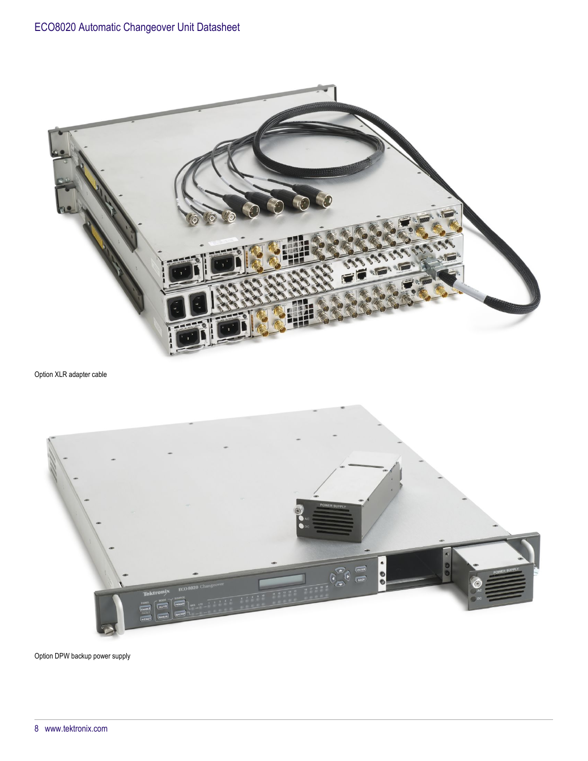Option XLR adapter cable

Option DPW backup power supply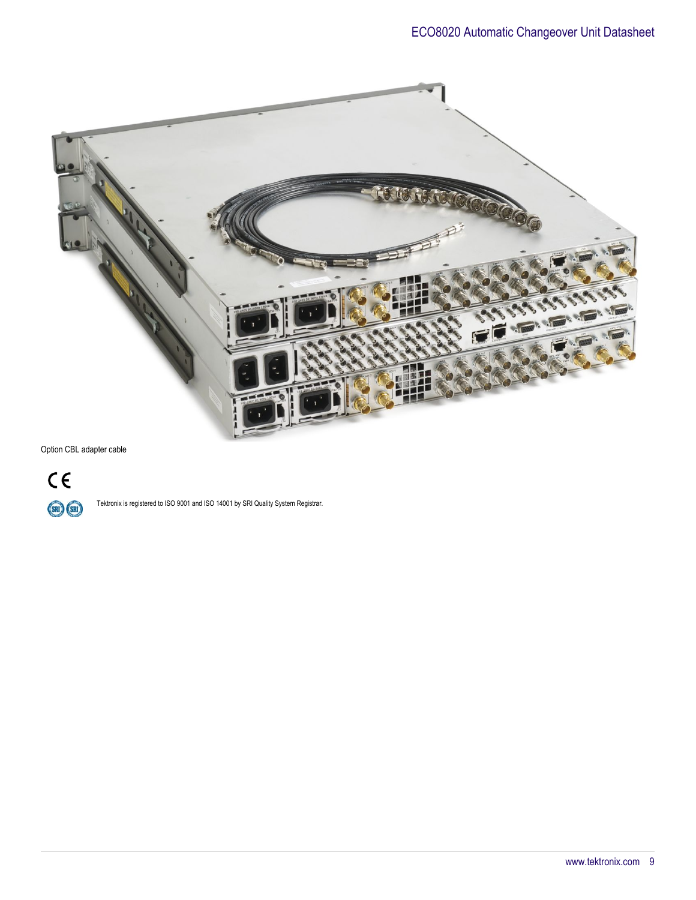Option CBL adapter cable

CE

Tektronix is registered to ISO 9001 and ISO 14001 by SRI Quality System Registrar.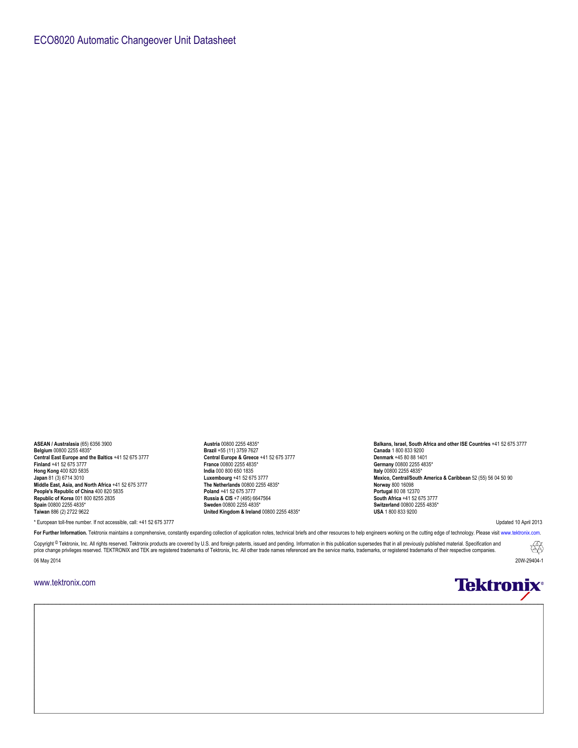**ASEAN / Australasia** (65) 6356 3900
**Belgium** 00800 2255 4835*
**Central East Europe and the Baltics** +41 52 675 3777
**Finland** +41 52 675 3777
**Hong Kong** 400 820 5835
**Japan** 81 (3) 6714 3010
**Middle East, Asia, and North Africa** +41 52 675 3777
**People's Republic of China** 400 820 5835
**Republic of Korea** 001 800 8255 2835
**Spain** 00800 2255 4835*
**Taiwan** 886 (2) 2722 9622

**Austria** 00800 2255 4835*
**Brazil** +55 (11) 3759 7627
**Central Europe & Greece** +41 52 675 3777
**France** 00800 2255 4835*
**India** 000 800 650 1835
**Luxembourg** +41 52 675 3777
**The Netherlands** 00800 2255 4835*
**Poland** +41 52 675 3777
**Russia & CIS** +7 (495) 6647564
**Sweden** 00800 2255 4835*
**United Kingdom & Ireland** 00800 2255 4835*

**Balkans, Israel, South Africa and other ISE Countries** +41 52 675 3777
**Canada** 1 800 833 9200
**Denmark** +45 80 88 1401
**Germany** 00800 2255 4835*
**Italy** 00800 2255 4835*
**Mexico, Central/South America & Caribbean** 52 (55) 56 04 50 90
**Norway** 800 16098
**Portugal** 80 08 12370
**South Africa** +41 52 675 3777
**Switzerland** 00800 2255 4835*
**USA** 1 800 833 9200

* European toll-free number. If not accessible, call: +41 52 675 3777

Updated 10 April 2013

**For Further Information.** Tektronix maintains a comprehensive, constantly expanding collection of application notes, technical briefs and other resources to help engineers working on the cutting edge of technology. Please visit www.tektronix.com.

Copyright © Tektronix, Inc. All rights reserved. Tektronix products are covered by U.S. and foreign patents, issued and pending. Information in this publication supersedes that in all previously published material. Specification and price change privileges reserved. TEKTRONIX and TEK are registered trademarks of Tektronix, Inc. All other trade names referenced are the service marks, trademarks, or registered trademarks of their respective companies.

06 May 2014

20W-29404-1

www.tektronix.com